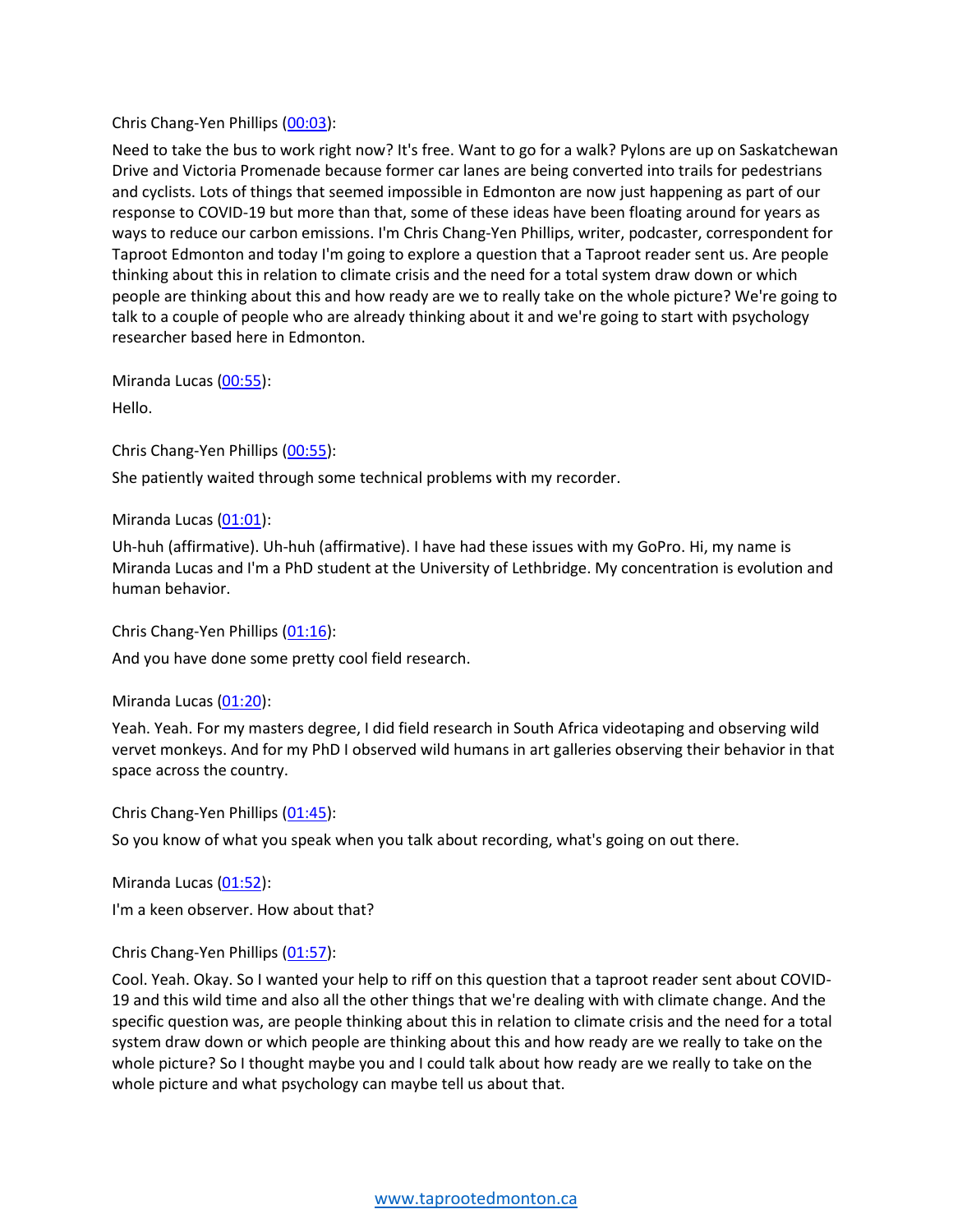Chris Chang-Yen Phillips ([00:03](#)):

Need to take the bus to work right now? It's free. Want to go for a walk? Pylons are up on Saskatchewan Drive and Victoria Promenade because former car lanes are being converted into trails for pedestrians and cyclists. Lots of things that seemed impossible in Edmonton are now just happening as part of our response to COVID-19 but more than that, some of these ideas have been floating around for years as ways to reduce our carbon emissions. I'm Chris Chang-Yen Phillips, writer, podcaster, correspondent for Taproot Edmonton and today I'm going to explore a question that a Taproot reader sent us. Are people thinking about this in relation to climate crisis and the need for a total system draw down or which people are thinking about this and how ready are we to really take on the whole picture? We're going to talk to a couple of people who are already thinking about it and we're going to start with psychology researcher based here in Edmonton.

Miranda Lucas ([00:55](#)):

Hello.

Chris Chang-Yen Phillips ([00:55](#)):

She patiently waited through some technical problems with my recorder.

Miranda Lucas ([01:01](#)):

Uh-huh (affirmative). Uh-huh (affirmative). I have had these issues with my GoPro. Hi, my name is Miranda Lucas and I'm a PhD student at the University of Lethbridge. My concentration is evolution and human behavior.

Chris Chang-Yen Phillips ([01:16](#)):

And you have done some pretty cool field research.

Miranda Lucas ([01:20](#)):

Yeah. Yeah. For my masters degree, I did field research in South Africa videotaping and observing wild vervet monkeys. And for my PhD I observed wild humans in art galleries observing their behavior in that space across the country.

Chris Chang-Yen Phillips ([01:45](#)):

So you know of what you speak when you talk about recording, what's going on out there.

Miranda Lucas ([01:52](#)):

I'm a keen observer. How about that?

Chris Chang-Yen Phillips ([01:57](#)):

Cool. Yeah. Okay. So I wanted your help to riff on this question that a taproot reader sent about COVID-19 and this wild time and also all the other things that we're dealing with with climate change. And the specific question was, are people thinking about this in relation to climate crisis and the need for a total system draw down or which people are thinking about this and how ready are we really to take on the whole picture? So I thought maybe you and I could talk about how ready are we really to take on the whole picture and what psychology can maybe tell us about that.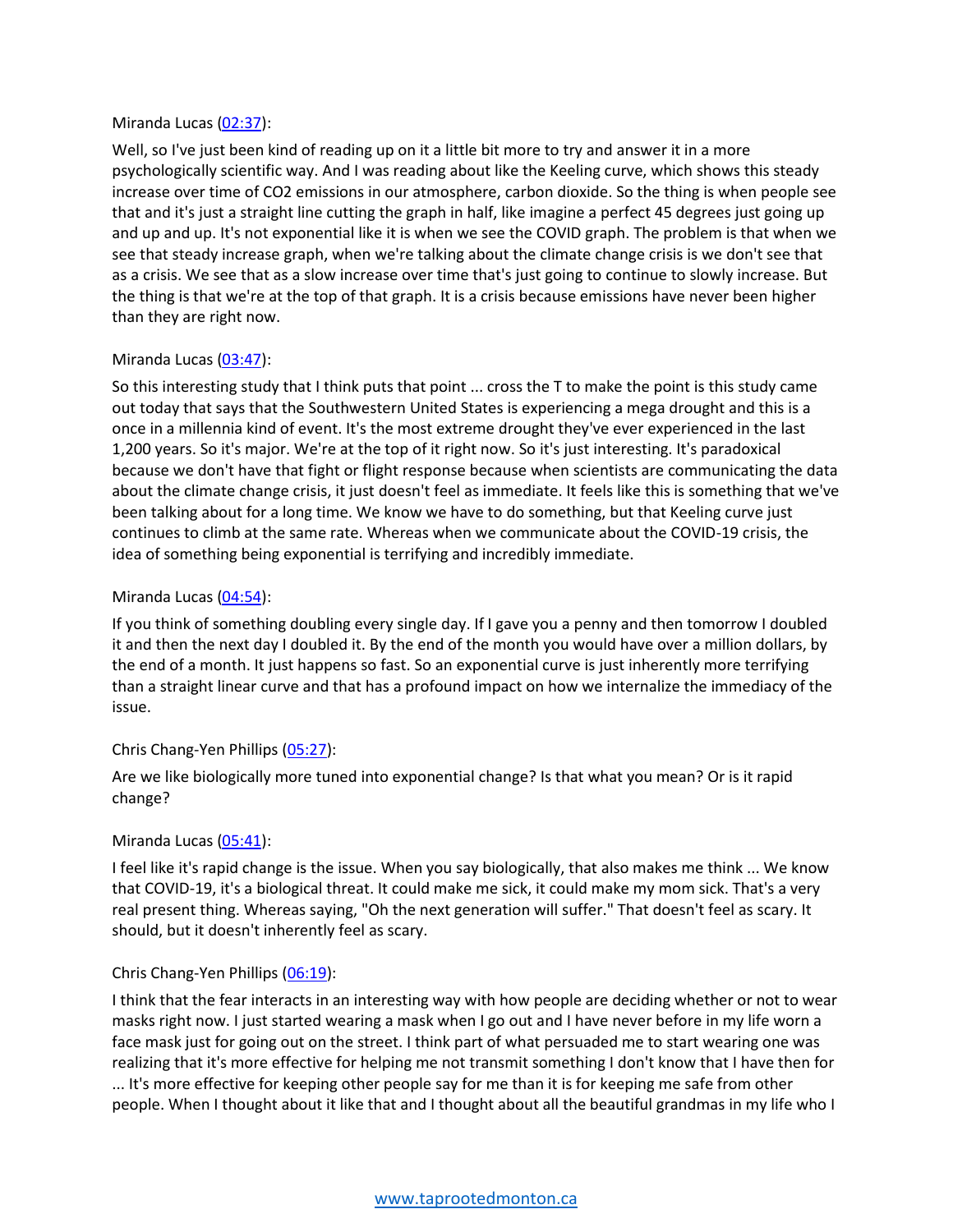Miranda Lucas ([02:37](#)):

Well, so I've just been kind of reading up on it a little bit more to try and answer it in a more psychologically scientific way. And I was reading about like the Keeling curve, which shows this steady increase over time of $CO_2$ emissions in our atmosphere, carbon dioxide. So the thing is when people see that and it's just a straight line cutting the graph in half, like imagine a perfect 45 degrees just going up and up and up. It's not exponential like it is when we see the COVID graph. The problem is that when we see that steady increase graph, when we're talking about the climate change crisis is we don't see that as a crisis. We see that as a slow increase over time that's just going to continue to slowly increase. But the thing is that we're at the top of that graph. It is a crisis because emissions have never been higher than they are right now.

Miranda Lucas ([03:47](#)):

So this interesting study that I think puts that point ... cross the T to make the point is this study came out today that says that the Southwestern United States is experiencing a mega drought and this is a once in a millennia kind of event. It's the most extreme drought they've ever experienced in the last 1,200 years. So it's major. We're at the top of it right now. So it's just interesting. It's paradoxical because we don't have that fight or flight response because when scientists are communicating the data about the climate change crisis, it just doesn't feel as immediate. It feels like this is something that we've been talking about for a long time. We know we have to do something, but that Keeling curve just continues to climb at the same rate. Whereas when we communicate about the COVID-19 crisis, the idea of something being exponential is terrifying and incredibly immediate.

Miranda Lucas ([04:54](#)):

If you think of something doubling every single day. If I gave you a penny and then tomorrow I doubled it and then the next day I doubled it. By the end of the month you would have over a million dollars, by the end of a month. It just happens so fast. So an exponential curve is just inherently more terrifying than a straight linear curve and that has a profound impact on how we internalize the immediacy of the issue.

Chris Chang-Yen Phillips ([05:27](#)):

Are we like biologically more tuned into exponential change? Is that what you mean? Or is it rapid change?

Miranda Lucas ([05:41](#)):

I feel like it's rapid change is the issue. When you say biologically, that also makes me think ... We know that COVID-19, it's a biological threat. It could make me sick, it could make my mom sick. That's a very real present thing. Whereas saying, "Oh the next generation will suffer." That doesn't feel as scary. It should, but it doesn't inherently feel as scary.

Chris Chang-Yen Phillips ([06:19](#)):

I think that the fear interacts in an interesting way with how people are deciding whether or not to wear masks right now. I just started wearing a mask when I go out and I have never before in my life worn a face mask just for going out on the street. I think part of what persuaded me to start wearing one was realizing that it's more effective for helping me not transmit something I don't know that I have then for ... It's more effective for keeping other people say for me than it is for keeping me safe from other people. When I thought about it like that and I thought about all the beautiful grandmas in my life who I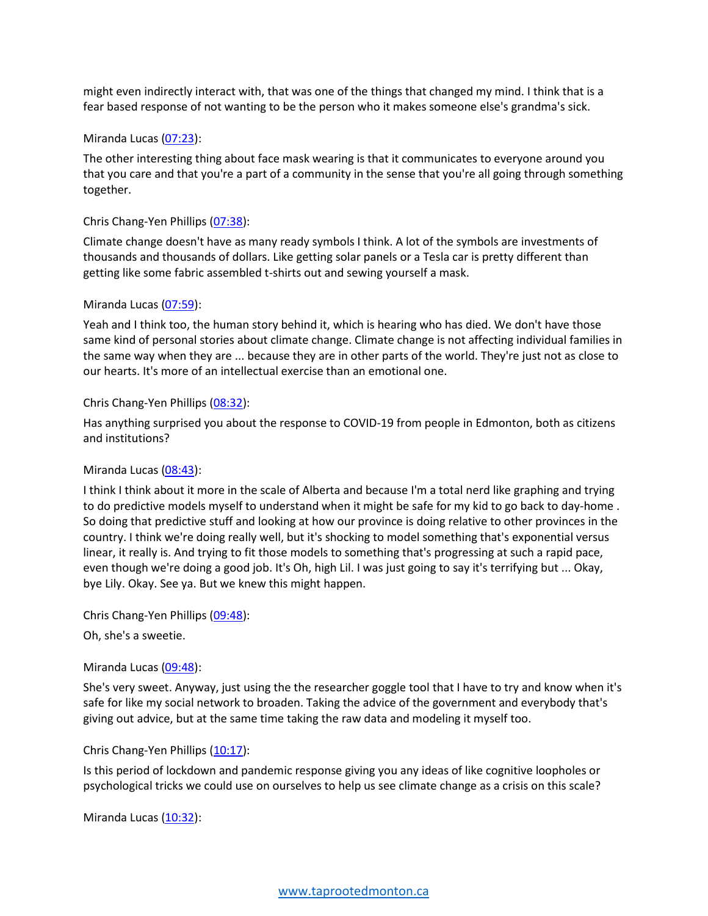might even indirectly interact with, that was one of the things that changed my mind. I think that is a fear based response of not wanting to be the person who it makes someone else's grandma's sick.

Miranda Lucas ([07:23](#)):

The other interesting thing about face mask wearing is that it communicates to everyone around you that you care and that you're a part of a community in the sense that you're all going through something together.

Chris Chang-Yen Phillips ([07:38](#)):

Climate change doesn't have as many ready symbols I think. A lot of the symbols are investments of thousands and thousands of dollars. Like getting solar panels or a Tesla car is pretty different than getting like some fabric assembled t-shirts out and sewing yourself a mask.

Miranda Lucas ([07:59](#)):

Yeah and I think too, the human story behind it, which is hearing who has died. We don't have those same kind of personal stories about climate change. Climate change is not affecting individual families in the same way when they are ... because they are in other parts of the world. They're just not as close to our hearts. It's more of an intellectual exercise than an emotional one.

Chris Chang-Yen Phillips ([08:32](#)):

Has anything surprised you about the response to COVID-19 from people in Edmonton, both as citizens and institutions?

Miranda Lucas ([08:43](#)):

I think I think about it more in the scale of Alberta and because I'm a total nerd like graphing and trying to do predictive models myself to understand when it might be safe for my kid to go back to day-home . So doing that predictive stuff and looking at how our province is doing relative to other provinces in the country. I think we're doing really well, but it's shocking to model something that's exponential versus linear, it really is. And trying to fit those models to something that's progressing at such a rapid pace, even though we're doing a good job. It's Oh, high Lil. I was just going to say it's terrifying but ... Okay, bye Lily. Okay. See ya. But we knew this might happen.

Chris Chang-Yen Phillips ([09:48](#)):

Oh, she's a sweetie.

Miranda Lucas ([09:48](#)):

She's very sweet. Anyway, just using the the researcher goggle tool that I have to try and know when it's safe for like my social network to broaden. Taking the advice of the government and everybody that's giving out advice, but at the same time taking the raw data and modeling it myself too.

Chris Chang-Yen Phillips ([10:17](#)):

Is this period of lockdown and pandemic response giving you any ideas of like cognitive loopholes or psychological tricks we could use on ourselves to help us see climate change as a crisis on this scale?

Miranda Lucas ([10:32](#)):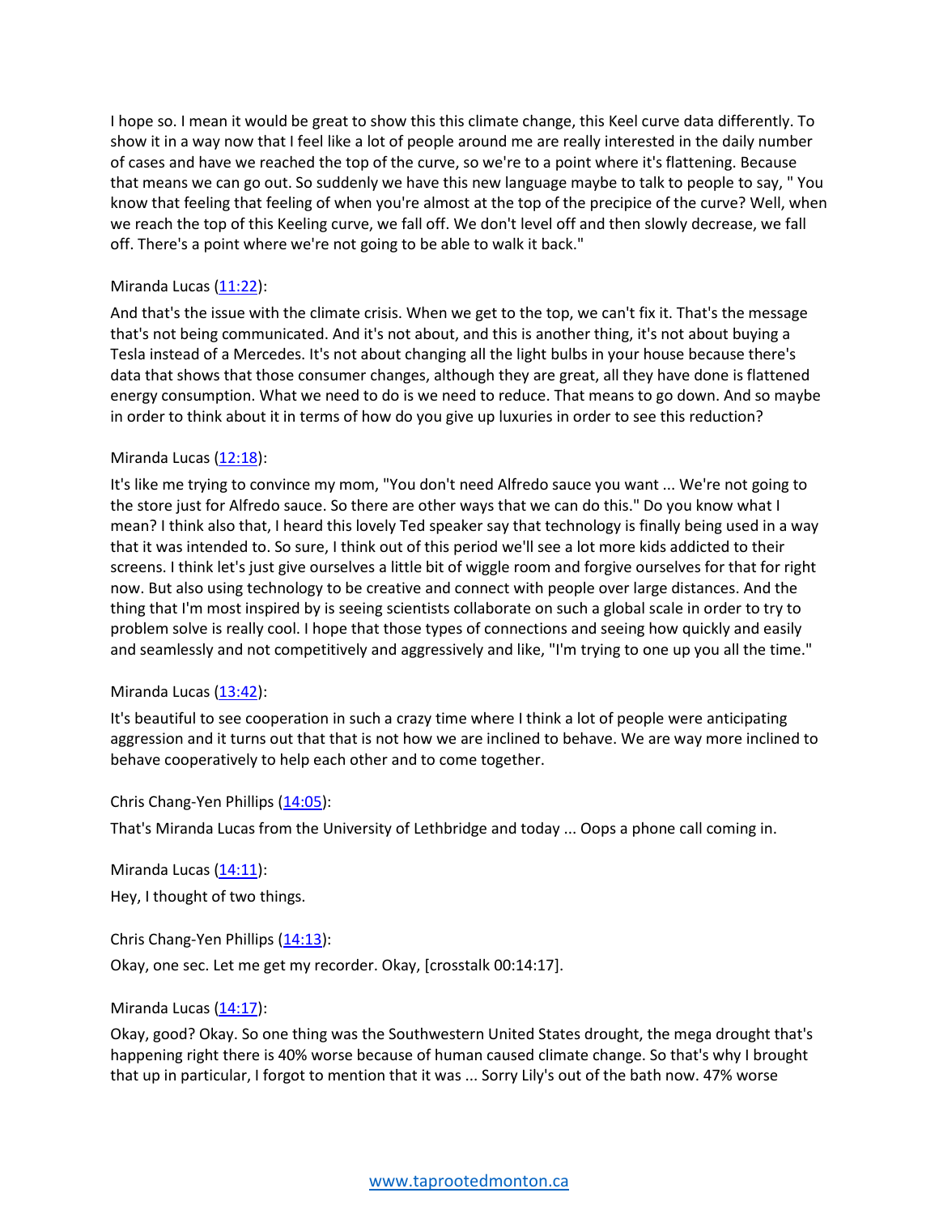I hope so. I mean it would be great to show this this climate change, this Keel curve data differently. To show it in a way now that I feel like a lot of people around me are really interested in the daily number of cases and have we reached the top of the curve, so we're to a point where it's flattening. Because that means we can go out. So suddenly we have this new language maybe to talk to people to say, " You know that feeling that feeling of when you're almost at the top of the precipice of the curve? Well, when we reach the top of this Keeling curve, we fall off. We don't level off and then slowly decrease, we fall off. There's a point where we're not going to be able to walk it back."

Miranda Lucas (11:22):

And that's the issue with the climate crisis. When we get to the top, we can't fix it. That's the message that's not being communicated. And it's not about, and this is another thing, it's not about buying a Tesla instead of a Mercedes. It's not about changing all the light bulbs in your house because there's data that shows that those consumer changes, although they are great, all they have done is flattened energy consumption. What we need to do is we need to reduce. That means to go down. And so maybe in order to think about it in terms of how do you give up luxuries in order to see this reduction?

Miranda Lucas (12:18):

It's like me trying to convince my mom, "You don't need Alfredo sauce you want ... We're not going to the store just for Alfredo sauce. So there are other ways that we can do this." Do you know what I mean? I think also that, I heard this lovely Ted speaker say that technology is finally being used in a way that it was intended to. So sure, I think out of this period we'll see a lot more kids addicted to their screens. I think let's just give ourselves a little bit of wiggle room and forgive ourselves for that for right now. But also using technology to be creative and connect with people over large distances. And the thing that I'm most inspired by is seeing scientists collaborate on such a global scale in order to try to problem solve is really cool. I hope that those types of connections and seeing how quickly and easily and seamlessly and not competitively and aggressively and like, "I'm trying to one up you all the time."

Miranda Lucas (13:42):

It's beautiful to see cooperation in such a crazy time where I think a lot of people were anticipating aggression and it turns out that that is not how we are inclined to behave. We are way more inclined to behave cooperatively to help each other and to come together.

Chris Chang-Yen Phillips (14:05):

That's Miranda Lucas from the University of Lethbridge and today ... Oops a phone call coming in.

Miranda Lucas (14:11):

Hey, I thought of two things.

Chris Chang-Yen Phillips (14:13):

Okay, one sec. Let me get my recorder. Okay, [crosstalk 00:14:17].

Miranda Lucas (14:17):

Okay, good? Okay. So one thing was the Southwestern United States drought, the mega drought that's happening right there is 40% worse because of human caused climate change. So that's why I brought that up in particular, I forgot to mention that it was ... Sorry Lily's out of the bath now. 47% worse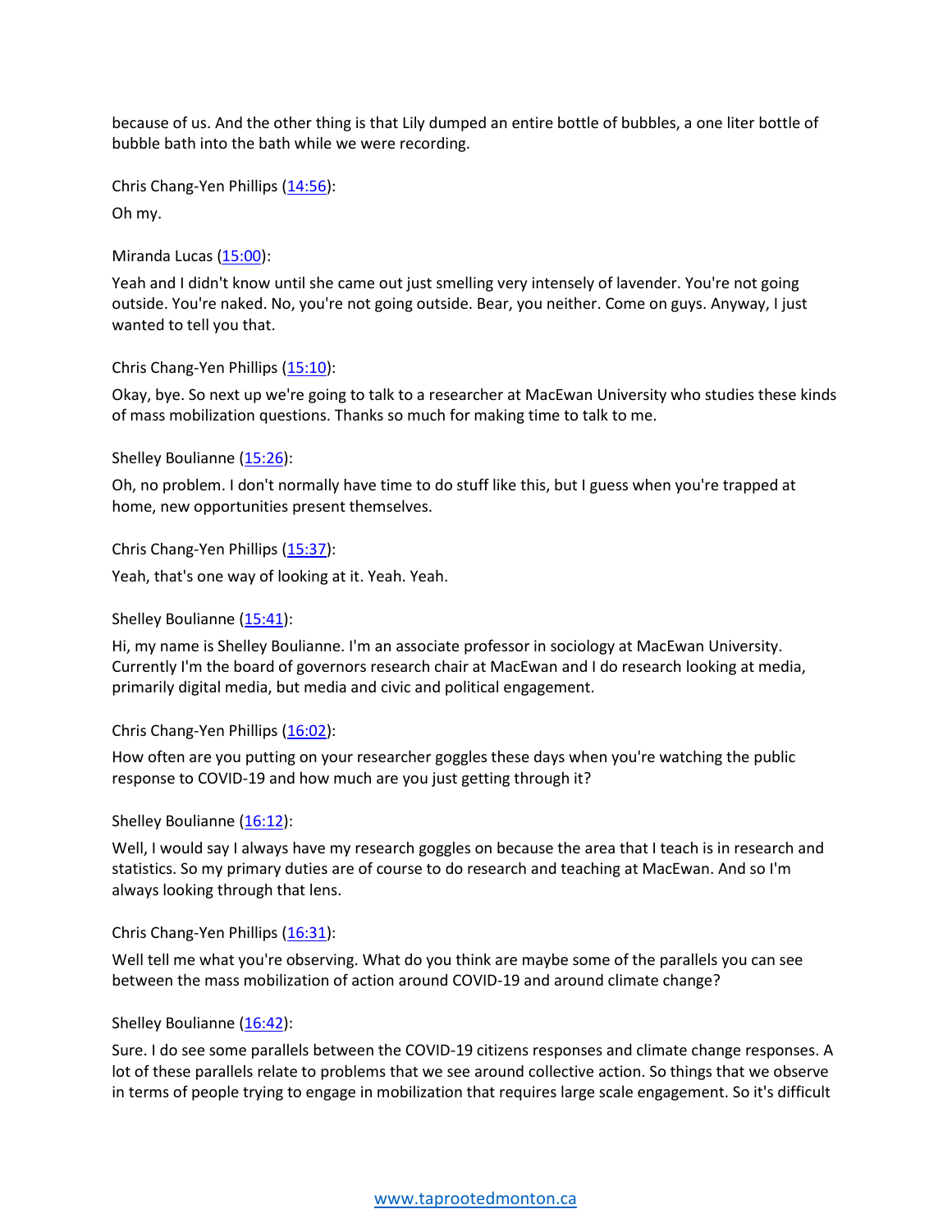because of us. And the other thing is that Lily dumped an entire bottle of bubbles, a one liter bottle of bubble bath into the bath while we were recording.

Chris Chang-Yen Phillips ([14:56](#)):

Oh my.

Miranda Lucas ([15:00](#)):

Yeah and I didn't know until she came out just smelling very intensely of lavender. You're not going outside. You're naked. No, you're not going outside. Bear, you neither. Come on guys. Anyway, I just wanted to tell you that.

Chris Chang-Yen Phillips ([15:10](#)):

Okay, bye. So next up we're going to talk to a researcher at MacEwan University who studies these kinds of mass mobilization questions. Thanks so much for making time to talk to me.

Shelley Boulianne ([15:26](#)):

Oh, no problem. I don't normally have time to do stuff like this, but I guess when you're trapped at home, new opportunities present themselves.

Chris Chang-Yen Phillips ([15:37](#)):

Yeah, that's one way of looking at it. Yeah. Yeah.

Shelley Boulianne ([15:41](#)):

Hi, my name is Shelley Boulianne. I'm an associate professor in sociology at MacEwan University. Currently I'm the board of governors research chair at MacEwan and I do research looking at media, primarily digital media, but media and civic and political engagement.

Chris Chang-Yen Phillips ([16:02](#)):

How often are you putting on your researcher goggles these days when you're watching the public response to COVID-19 and how much are you just getting through it?

Shelley Boulianne ([16:12](#)):

Well, I would say I always have my research goggles on because the area that I teach is in research and statistics. So my primary duties are of course to do research and teaching at MacEwan. And so I'm always looking through that lens.

Chris Chang-Yen Phillips ([16:31](#)):

Well tell me what you're observing. What do you think are maybe some of the parallels you can see between the mass mobilization of action around COVID-19 and around climate change?

Shelley Boulianne ([16:42](#)):

Sure. I do see some parallels between the COVID-19 citizens responses and climate change responses. A lot of these parallels relate to problems that we see around collective action. So things that we observe in terms of people trying to engage in mobilization that requires large scale engagement. So it's difficult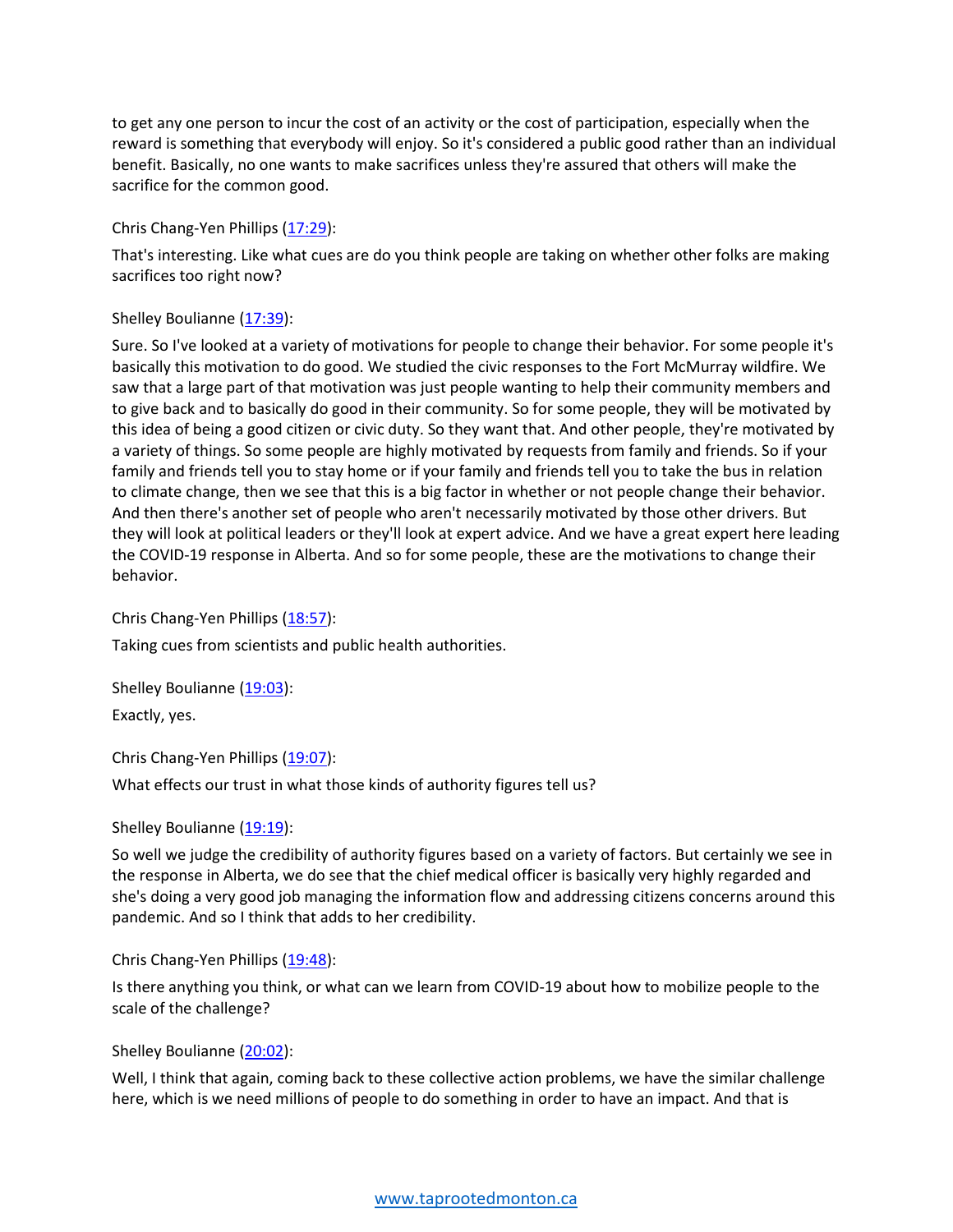to get any one person to incur the cost of an activity or the cost of participation, especially when the reward is something that everybody will enjoy. So it's considered a public good rather than an individual benefit. Basically, no one wants to make sacrifices unless they're assured that others will make the sacrifice for the common good.

Chris Chang-Yen Phillips ([17:29](#)):

That's interesting. Like what cues are do you think people are taking on whether other folks are making sacrifices too right now?

Shelley Boulianne ([17:39](#)):

Sure. So I've looked at a variety of motivations for people to change their behavior. For some people it's basically this motivation to do good. We studied the civic responses to the Fort McMurray wildfire. We saw that a large part of that motivation was just people wanting to help their community members and to give back and to basically do good in their community. So for some people, they will be motivated by this idea of being a good citizen or civic duty. So they want that. And other people, they're motivated by a variety of things. So some people are highly motivated by requests from family and friends. So if your family and friends tell you to stay home or if your family and friends tell you to take the bus in relation to climate change, then we see that this is a big factor in whether or not people change their behavior. And then there's another set of people who aren't necessarily motivated by those other drivers. But they will look at political leaders or they'll look at expert advice. And we have a great expert here leading the COVID-19 response in Alberta. And so for some people, these are the motivations to change their behavior.

Chris Chang-Yen Phillips ([18:57](#)):

Taking cues from scientists and public health authorities.

Shelley Boulianne ([19:03](#)):

Exactly, yes.

Chris Chang-Yen Phillips ([19:07](#)):

What effects our trust in what those kinds of authority figures tell us?

Shelley Boulianne ([19:19](#)):

So well we judge the credibility of authority figures based on a variety of factors. But certainly we see in the response in Alberta, we do see that the chief medical officer is basically very highly regarded and she's doing a very good job managing the information flow and addressing citizens concerns around this pandemic. And so I think that adds to her credibility.

Chris Chang-Yen Phillips ([19:48](#)):

Is there anything you think, or what can we learn from COVID-19 about how to mobilize people to the scale of the challenge?

Shelley Boulianne ([20:02](#)):

Well, I think that again, coming back to these collective action problems, we have the similar challenge here, which is we need millions of people to do something in order to have an impact. And that is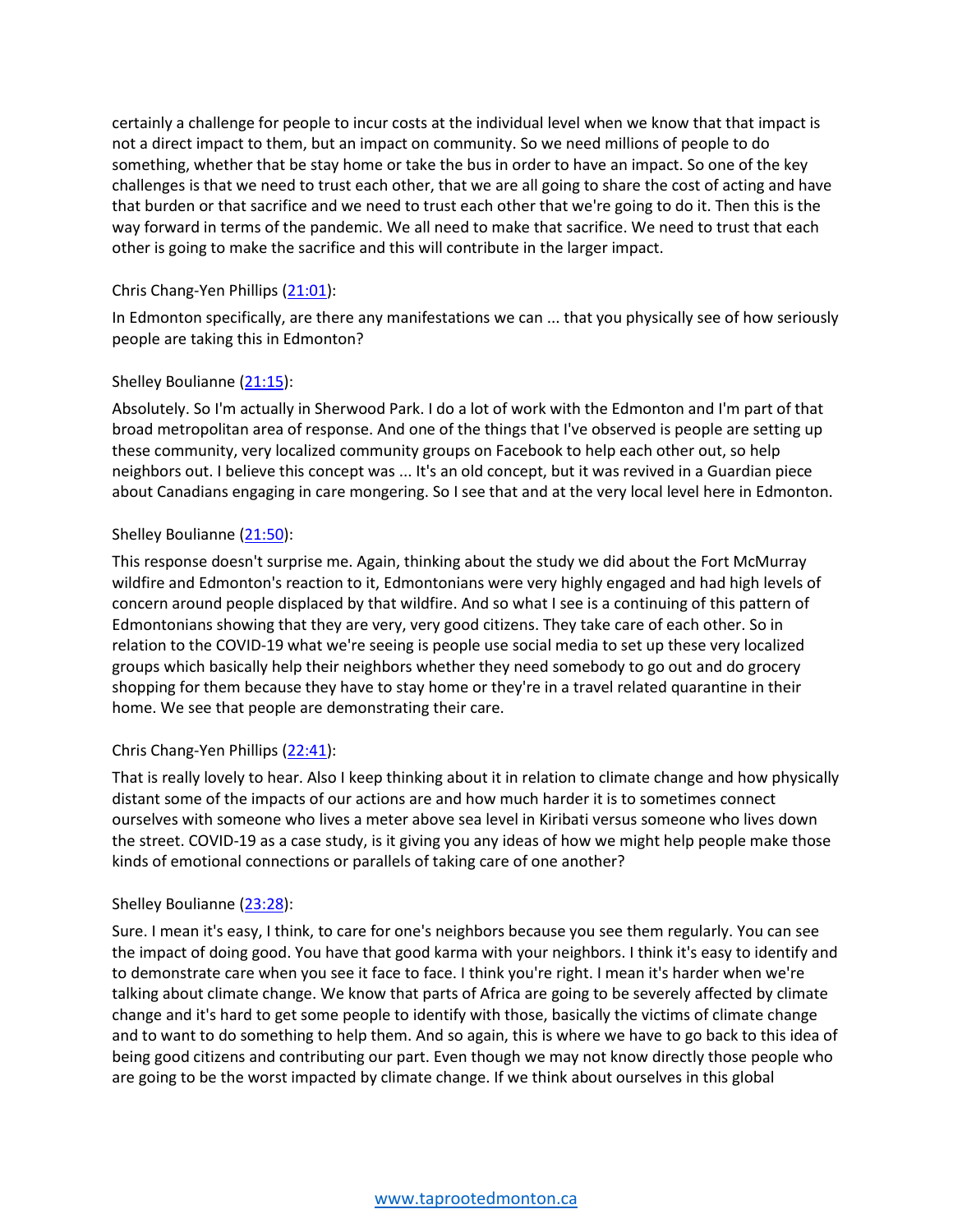certainly a challenge for people to incur costs at the individual level when we know that that impact is not a direct impact to them, but an impact on community. So we need millions of people to do something, whether that be stay home or take the bus in order to have an impact. So one of the key challenges is that we need to trust each other, that we are all going to share the cost of acting and have that burden or that sacrifice and we need to trust each other that we're going to do it. Then this is the way forward in terms of the pandemic. We all need to make that sacrifice. We need to trust that each other is going to make the sacrifice and this will contribute in the larger impact.

Chris Chang-Yen Phillips ([21:01]):

In Edmonton specifically, are there any manifestations we can ... that you physically see of how seriously people are taking this in Edmonton?

Shelley Boulianne ([21:15]):

Absolutely. So I'm actually in Sherwood Park. I do a lot of work with the Edmonton and I'm part of that broad metropolitan area of response. And one of the things that I've observed is people are setting up these community, very localized community groups on Facebook to help each other out, so help neighbors out. I believe this concept was ... It's an old concept, but it was revived in a Guardian piece about Canadians engaging in care mongering. So I see that and at the very local level here in Edmonton.

Shelley Boulianne ([21:50]):

This response doesn't surprise me. Again, thinking about the study we did about the Fort McMurray wildfire and Edmonton's reaction to it, Edmontonians were very highly engaged and had high levels of concern around people displaced by that wildfire. And so what I see is a continuing of this pattern of Edmontonians showing that they are very, very good citizens. They take care of each other. So in relation to the COVID-19 what we're seeing is people use social media to set up these very localized groups which basically help their neighbors whether they need somebody to go out and do grocery shopping for them because they have to stay home or they're in a travel related quarantine in their home. We see that people are demonstrating their care.

Chris Chang-Yen Phillips ([22:41]):

That is really lovely to hear. Also I keep thinking about it in relation to climate change and how physically distant some of the impacts of our actions are and how much harder it is to sometimes connect ourselves with someone who lives a meter above sea level in Kiribati versus someone who lives down the street. COVID-19 as a case study, is it giving you any ideas of how we might help people make those kinds of emotional connections or parallels of taking care of one another?

Shelley Boulianne ([23:28]):

Sure. I mean it's easy, I think, to care for one's neighbors because you see them regularly. You can see the impact of doing good. You have that good karma with your neighbors. I think it's easy to identify and to demonstrate care when you see it face to face. I think you're right. I mean it's harder when we're talking about climate change. We know that parts of Africa are going to be severely affected by climate change and it's hard to get some people to identify with those, basically the victims of climate change and to want to do something to help them. And so again, this is where we have to go back to this idea of being good citizens and contributing our part. Even though we may not know directly those people who are going to be the worst impacted by climate change. If we think about ourselves in this global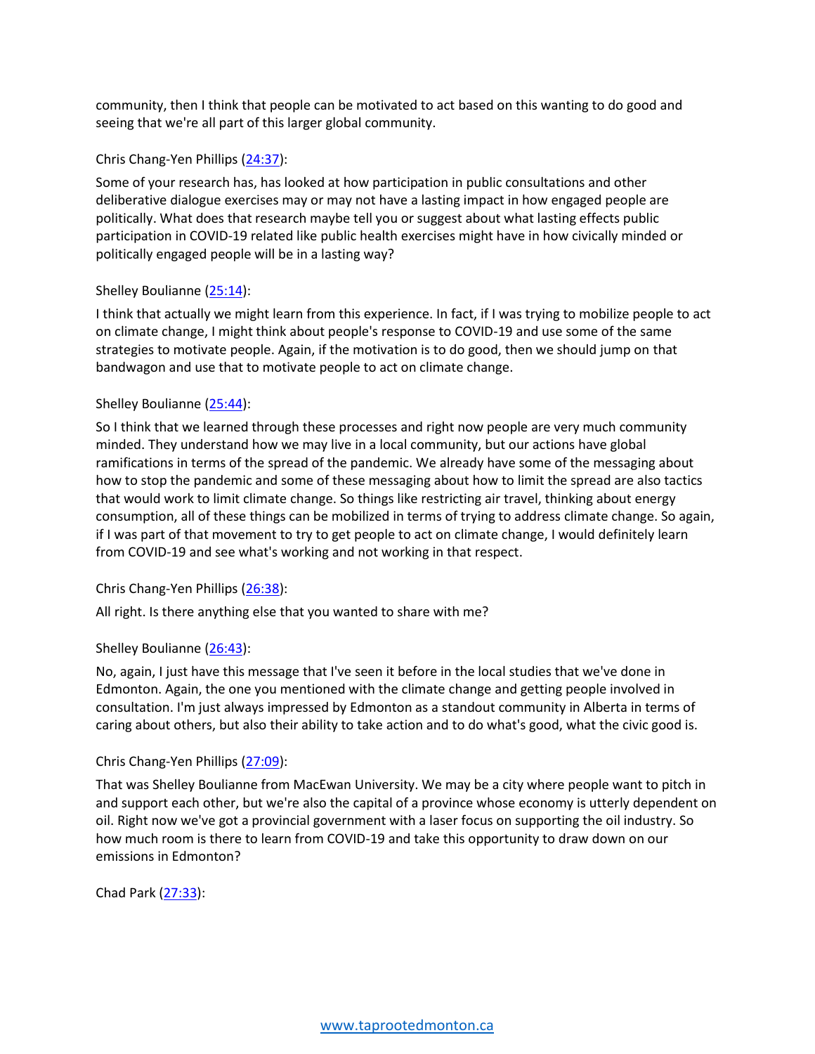community, then I think that people can be motivated to act based on this wanting to do good and seeing that we're all part of this larger global community.

Chris Chang-Yen Phillips (24:37):

Some of your research has, has looked at how participation in public consultations and other deliberative dialogue exercises may or may not have a lasting impact in how engaged people are politically. What does that research maybe tell you or suggest about what lasting effects public participation in COVID-19 related like public health exercises might have in how civically minded or politically engaged people will be in a lasting way?

Shelley Boulianne (25:14):

I think that actually we might learn from this experience. In fact, if I was trying to mobilize people to act on climate change, I might think about people's response to COVID-19 and use some of the same strategies to motivate people. Again, if the motivation is to do good, then we should jump on that bandwagon and use that to motivate people to act on climate change.

Shelley Boulianne (25:44):

So I think that we learned through these processes and right now people are very much community minded. They understand how we may live in a local community, but our actions have global ramifications in terms of the spread of the pandemic. We already have some of the messaging about how to stop the pandemic and some of these messaging about how to limit the spread are also tactics that would work to limit climate change. So things like restricting air travel, thinking about energy consumption, all of these things can be mobilized in terms of trying to address climate change. So again, if I was part of that movement to try to get people to act on climate change, I would definitely learn from COVID-19 and see what's working and not working in that respect.

Chris Chang-Yen Phillips (26:38):

All right. Is there anything else that you wanted to share with me?

Shelley Boulianne (26:43):

No, again, I just have this message that I've seen it before in the local studies that we've done in Edmonton. Again, the one you mentioned with the climate change and getting people involved in consultation. I'm just always impressed by Edmonton as a standout community in Alberta in terms of caring about others, but also their ability to take action and to do what's good, what the civic good is.

Chris Chang-Yen Phillips (27:09):

That was Shelley Boulianne from MacEwan University. We may be a city where people want to pitch in and support each other, but we're also the capital of a province whose economy is utterly dependent on oil. Right now we've got a provincial government with a laser focus on supporting the oil industry. So how much room is there to learn from COVID-19 and take this opportunity to draw down on our emissions in Edmonton?

Chad Park (27:33):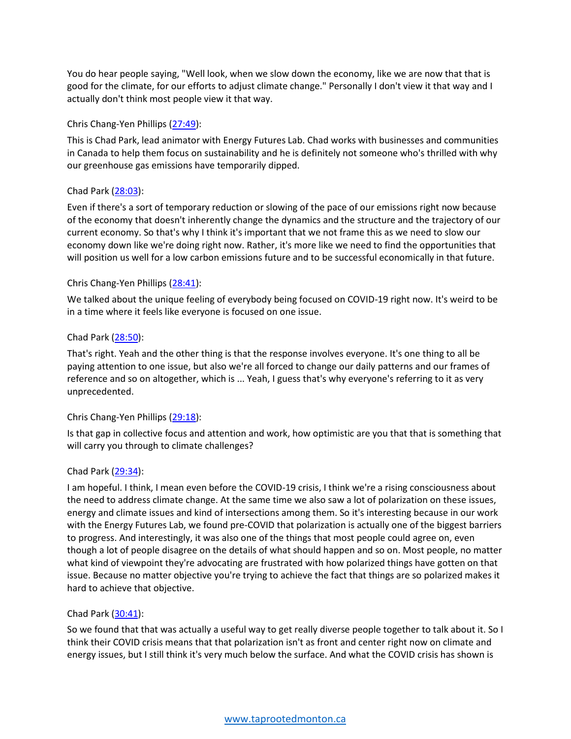You do hear people saying, "Well look, when we slow down the economy, like we are now that that is good for the climate, for our efforts to adjust climate change." Personally I don't view it that way and I actually don't think most people view it that way.

Chris Chang-Yen Phillips ([27:49](27:49)):

This is Chad Park, lead animator with Energy Futures Lab. Chad works with businesses and communities in Canada to help them focus on sustainability and he is definitely not someone who's thrilled with why our greenhouse gas emissions have temporarily dipped.

Chad Park ([28:03](28:03)):

Even if there's a sort of temporary reduction or slowing of the pace of our emissions right now because of the economy that doesn't inherently change the dynamics and the structure and the trajectory of our current economy. So that's why I think it's important that we not frame this as we need to slow our economy down like we're doing right now. Rather, it's more like we need to find the opportunities that will position us well for a low carbon emissions future and to be successful economically in that future.

Chris Chang-Yen Phillips ([28:41](28:41)):

We talked about the unique feeling of everybody being focused on COVID-19 right now. It's weird to be in a time where it feels like everyone is focused on one issue.

Chad Park ([28:50](28:50)):

That's right. Yeah and the other thing is that the response involves everyone. It's one thing to all be paying attention to one issue, but also we're all forced to change our daily patterns and our frames of reference and so on altogether, which is ... Yeah, I guess that's why everyone's referring to it as very unprecedented.

Chris Chang-Yen Phillips ([29:18](29:18)):

Is that gap in collective focus and attention and work, how optimistic are you that that is something that will carry you through to climate challenges?

Chad Park ([29:34](29:34)):

I am hopeful. I think, I mean even before the COVID-19 crisis, I think we're a rising consciousness about the need to address climate change. At the same time we also saw a lot of polarization on these issues, energy and climate issues and kind of intersections among them. So it's interesting because in our work with the Energy Futures Lab, we found pre-COVID that polarization is actually one of the biggest barriers to progress. And interestingly, it was also one of the things that most people could agree on, even though a lot of people disagree on the details of what should happen and so on. Most people, no matter what kind of viewpoint they're advocating are frustrated with how polarized things have gotten on that issue. Because no matter objective you're trying to achieve the fact that things are so polarized makes it hard to achieve that objective.

Chad Park ([30:41](30:41)):

So we found that that was actually a useful way to get really diverse people together to talk about it. So I think their COVID crisis means that that polarization isn't as front and center right now on climate and energy issues, but I still think it's very much below the surface. And what the COVID crisis has shown is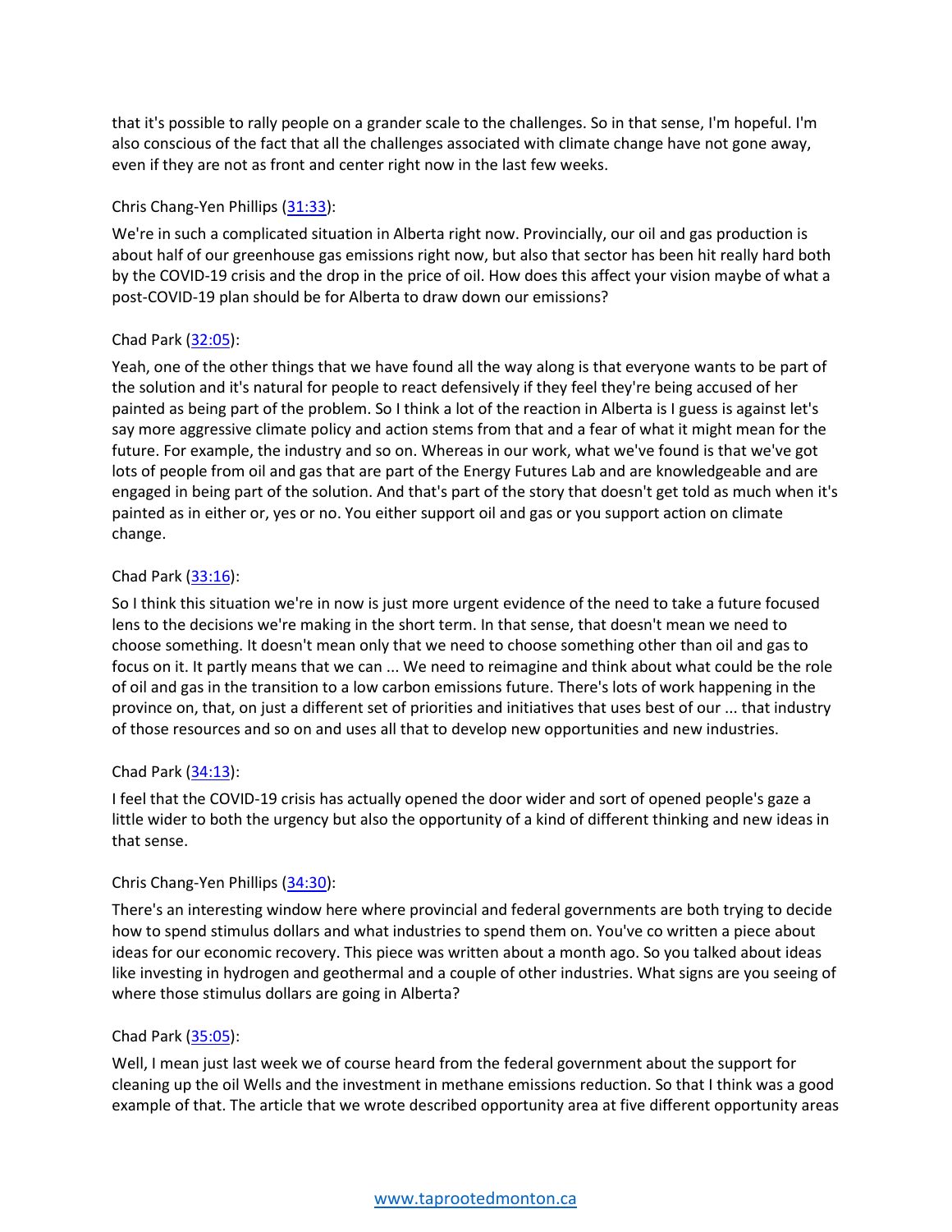that it's possible to rally people on a grander scale to the challenges. So in that sense, I'm hopeful. I'm also conscious of the fact that all the challenges associated with climate change have not gone away, even if they are not as front and center right now in the last few weeks.

Chris Chang-Yen Phillips ([31:33](#)):

We're in such a complicated situation in Alberta right now. Provincially, our oil and gas production is about half of our greenhouse gas emissions right now, but also that sector has been hit really hard both by the COVID-19 crisis and the drop in the price of oil. How does this affect your vision maybe of what a post-COVID-19 plan should be for Alberta to draw down our emissions?

Chad Park ([32:05](#)):

Yeah, one of the other things that we have found all the way along is that everyone wants to be part of the solution and it's natural for people to react defensively if they feel they're being accused of her painted as being part of the problem. So I think a lot of the reaction in Alberta is I guess is against let's say more aggressive climate policy and action stems from that and a fear of what it might mean for the future. For example, the industry and so on. Whereas in our work, what we've found is that we've got lots of people from oil and gas that are part of the Energy Futures Lab and are knowledgeable and are engaged in being part of the solution. And that's part of the story that doesn't get told as much when it's painted as in either or, yes or no. You either support oil and gas or you support action on climate change.

Chad Park ([33:16](#)):

So I think this situation we're in now is just more urgent evidence of the need to take a future focused lens to the decisions we're making in the short term. In that sense, that doesn't mean we need to choose something. It doesn't mean only that we need to choose something other than oil and gas to focus on it. It partly means that we can ... We need to reimagine and think about what could be the role of oil and gas in the transition to a low carbon emissions future. There's lots of work happening in the province on, that, on just a different set of priorities and initiatives that uses best of our ... that industry of those resources and so on and uses all that to develop new opportunities and new industries.

Chad Park ([34:13](#)):

I feel that the COVID-19 crisis has actually opened the door wider and sort of opened people's gaze a little wider to both the urgency but also the opportunity of a kind of different thinking and new ideas in that sense.

Chris Chang-Yen Phillips ([34:30](#)):

There's an interesting window here where provincial and federal governments are both trying to decide how to spend stimulus dollars and what industries to spend them on. You've co written a piece about ideas for our economic recovery. This piece was written about a month ago. So you talked about ideas like investing in hydrogen and geothermal and a couple of other industries. What signs are you seeing of where those stimulus dollars are going in Alberta?

Chad Park ([35:05](#)):

Well, I mean just last week we of course heard from the federal government about the support for cleaning up the oil Wells and the investment in methane emissions reduction. So that I think was a good example of that. The article that we wrote described opportunity area at five different opportunity areas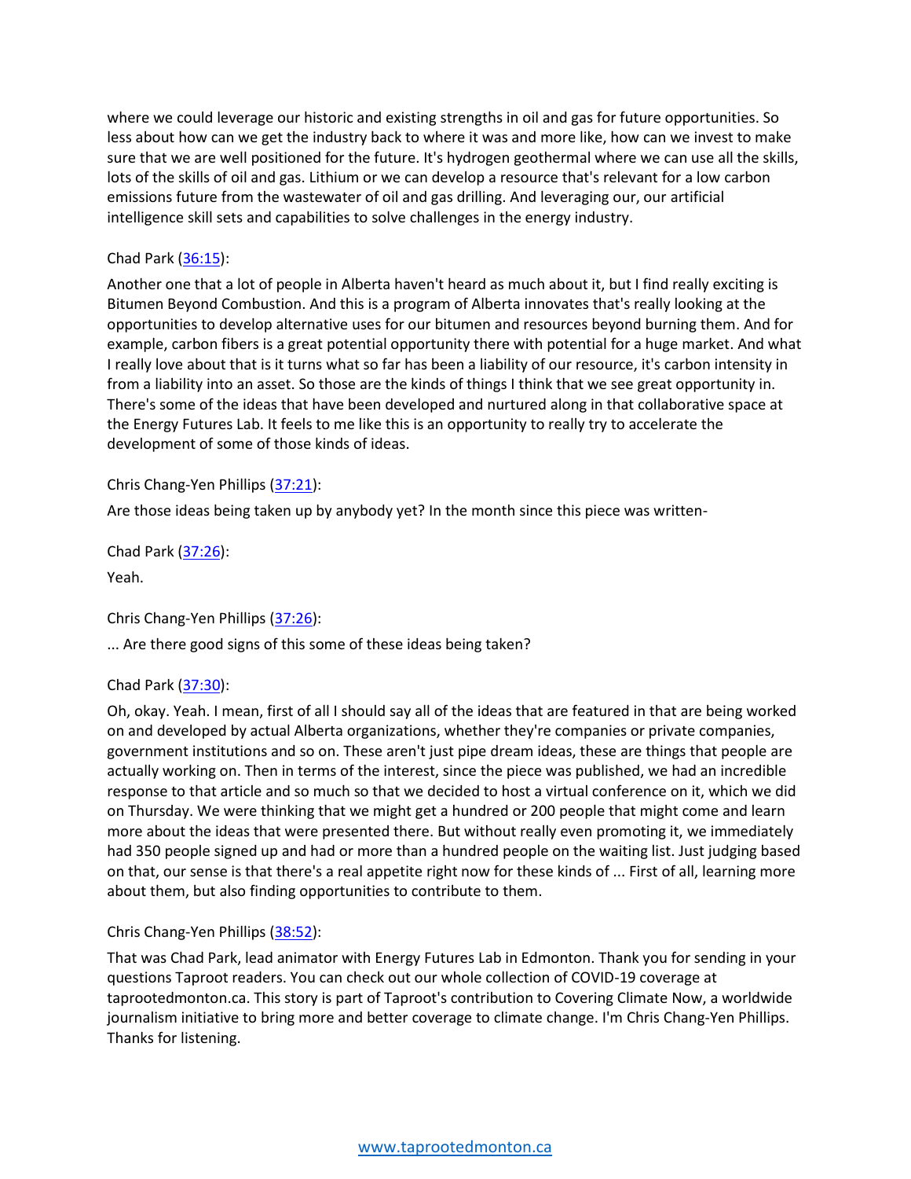where we could leverage our historic and existing strengths in oil and gas for future opportunities. So less about how can we get the industry back to where it was and more like, how can we invest to make sure that we are well positioned for the future. It's hydrogen geothermal where we can use all the skills, lots of the skills of oil and gas. Lithium or we can develop a resource that's relevant for a low carbon emissions future from the wastewater of oil and gas drilling. And leveraging our, our artificial intelligence skill sets and capabilities to solve challenges in the energy industry.

Chad Park (36:15):

Another one that a lot of people in Alberta haven't heard as much about it, but I find really exciting is Bitumen Beyond Combustion. And this is a program of Alberta innovates that's really looking at the opportunities to develop alternative uses for our bitumen and resources beyond burning them. And for example, carbon fibers is a great potential opportunity there with potential for a huge market. And what I really love about that is it turns what so far has been a liability of our resource, it's carbon intensity in from a liability into an asset. So those are the kinds of things I think that we see great opportunity in. There's some of the ideas that have been developed and nurtured along in that collaborative space at the Energy Futures Lab. It feels to me like this is an opportunity to really try to accelerate the development of some of those kinds of ideas.

Chris Chang-Yen Phillips (37:21):

Are those ideas being taken up by anybody yet? In the month since this piece was written-

Chad Park (37:26):

Yeah.

Chris Chang-Yen Phillips (37:26):

... Are there good signs of this some of these ideas being taken?

Chad Park (37:30):

Oh, okay. Yeah. I mean, first of all I should say all of the ideas that are featured in that are being worked on and developed by actual Alberta organizations, whether they're companies or private companies, government institutions and so on. These aren't just pipe dream ideas, these are things that people are actually working on. Then in terms of the interest, since the piece was published, we had an incredible response to that article and so much so that we decided to host a virtual conference on it, which we did on Thursday. We were thinking that we might get a hundred or 200 people that might come and learn more about the ideas that were presented there. But without really even promoting it, we immediately had 350 people signed up and had or more than a hundred people on the waiting list. Just judging based on that, our sense is that there's a real appetite right now for these kinds of ... First of all, learning more about them, but also finding opportunities to contribute to them.

Chris Chang-Yen Phillips (38:52):

That was Chad Park, lead animator with Energy Futures Lab in Edmonton. Thank you for sending in your questions Taproot readers. You can check out our whole collection of COVID-19 coverage at taprootedmonton.ca. This story is part of Taproot's contribution to Covering Climate Now, a worldwide journalism initiative to bring more and better coverage to climate change. I'm Chris Chang-Yen Phillips. Thanks for listening.